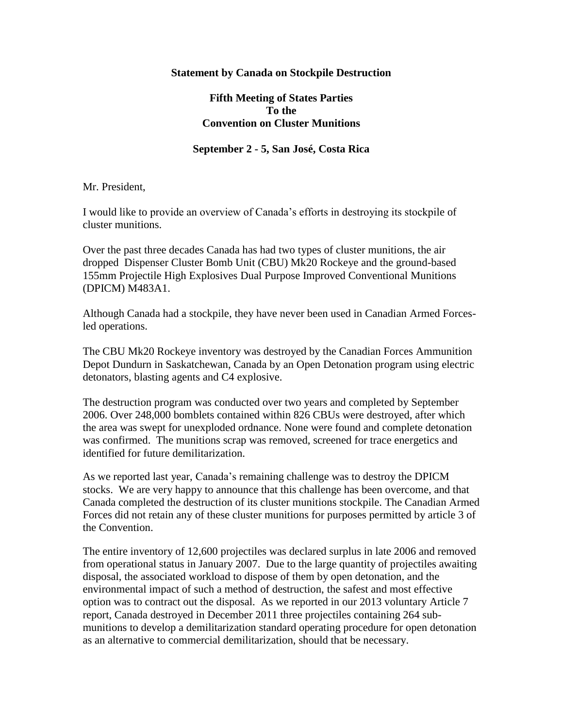**Statement by Canada on Stockpile Destruction**

**Fifth Meeting of States Parties**
**To the**
**Convention on Cluster Munitions**

**September 2 - 5, San José, Costa Rica**

Mr. President,

I would like to provide an overview of Canada's efforts in destroying its stockpile of cluster munitions.

Over the past three decades Canada has had two types of cluster munitions, the air dropped Dispenser Cluster Bomb Unit (CBU) Mk20 Rockeye and the ground-based 155mm Projectile High Explosives Dual Purpose Improved Conventional Munitions (DPICM) M483A1.

Although Canada had a stockpile, they have never been used in Canadian Armed Forces-led operations.

The CBU Mk20 Rockeye inventory was destroyed by the Canadian Forces Ammunition Depot Dundurn in Saskatchewan, Canada by an Open Detonation program using electric detonators, blasting agents and C4 explosive.

The destruction program was conducted over two years and completed by September 2006. Over 248,000 bomblets contained within 826 CBUs were destroyed, after which the area was swept for unexploded ordnance. None were found and complete detonation was confirmed. The munitions scrap was removed, screened for trace energetics and identified for future demilitarization.

As we reported last year, Canada's remaining challenge was to destroy the DPICM stocks. We are very happy to announce that this challenge has been overcome, and that Canada completed the destruction of its cluster munitions stockpile. The Canadian Armed Forces did not retain any of these cluster munitions for purposes permitted by article 3 of the Convention.

The entire inventory of 12,600 projectiles was declared surplus in late 2006 and removed from operational status in January 2007. Due to the large quantity of projectiles awaiting disposal, the associated workload to dispose of them by open detonation, and the environmental impact of such a method of destruction, the safest and most effective option was to contract out the disposal. As we reported in our 2013 voluntary Article 7 report, Canada destroyed in December 2011 three projectiles containing 264 sub-munitions to develop a demilitarization standard operating procedure for open detonation as an alternative to commercial demilitarization, should that be necessary.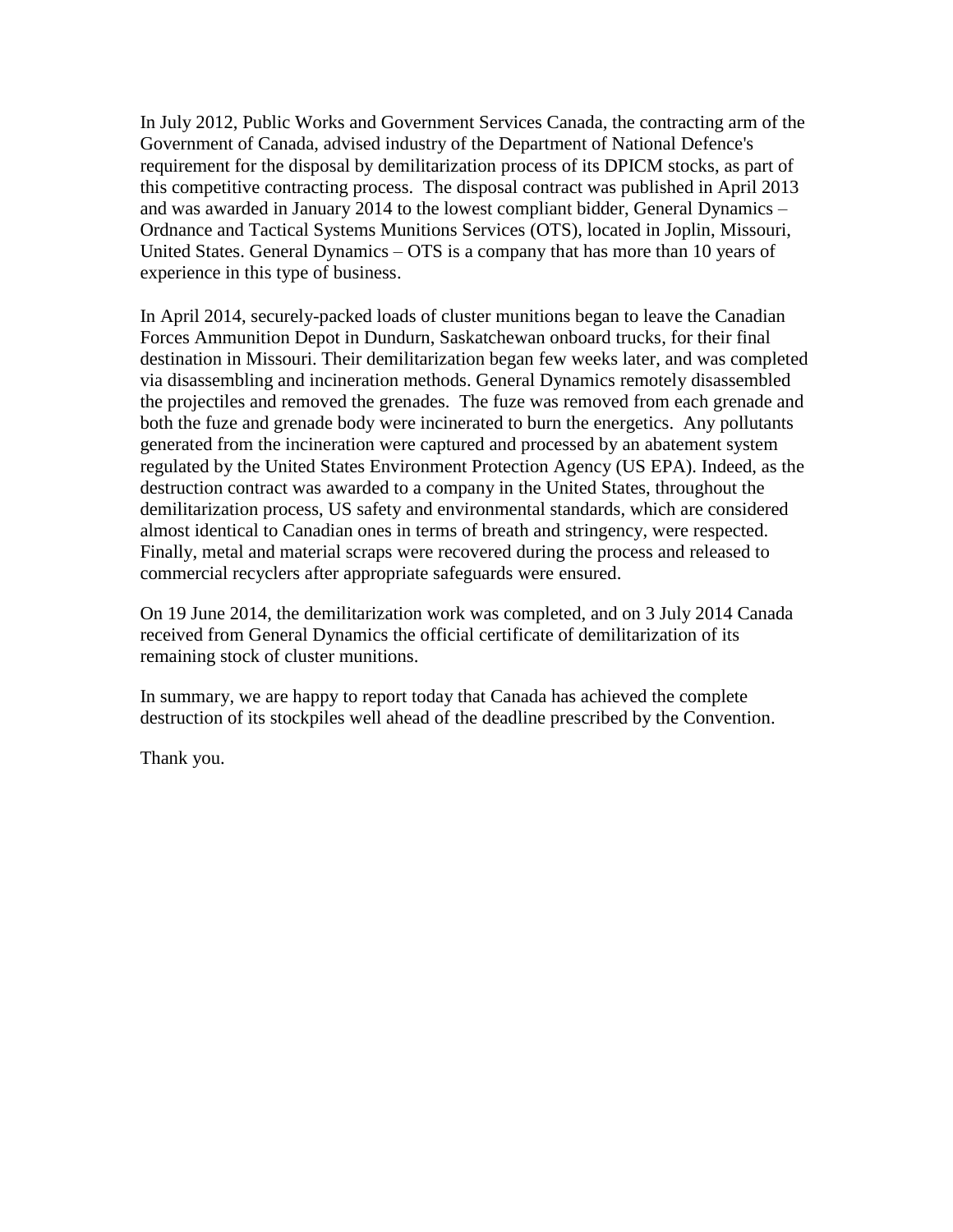In July 2012, Public Works and Government Services Canada, the contracting arm of the Government of Canada, advised industry of the Department of National Defence's requirement for the disposal by demilitarization process of its DPICM stocks, as part of this competitive contracting process. The disposal contract was published in April 2013 and was awarded in January 2014 to the lowest compliant bidder, General Dynamics – Ordnance and Tactical Systems Munitions Services (OTS), located in Joplin, Missouri, United States. General Dynamics – OTS is a company that has more than 10 years of experience in this type of business.

In April 2014, securely-packed loads of cluster munitions began to leave the Canadian Forces Ammunition Depot in Dundurn, Saskatchewan onboard trucks, for their final destination in Missouri. Their demilitarization began few weeks later, and was completed via disassembling and incineration methods. General Dynamics remotely disassembled the projectiles and removed the grenades. The fuze was removed from each grenade and both the fuze and grenade body were incinerated to burn the energetics. Any pollutants generated from the incineration were captured and processed by an abatement system regulated by the United States Environment Protection Agency (US EPA). Indeed, as the destruction contract was awarded to a company in the United States, throughout the demilitarization process, US safety and environmental standards, which are considered almost identical to Canadian ones in terms of breath and stringency, were respected. Finally, metal and material scraps were recovered during the process and released to commercial recyclers after appropriate safeguards were ensured.

On 19 June 2014, the demilitarization work was completed, and on 3 July 2014 Canada received from General Dynamics the official certificate of demilitarization of its remaining stock of cluster munitions.

In summary, we are happy to report today that Canada has achieved the complete destruction of its stockpiles well ahead of the deadline prescribed by the Convention.

Thank you.